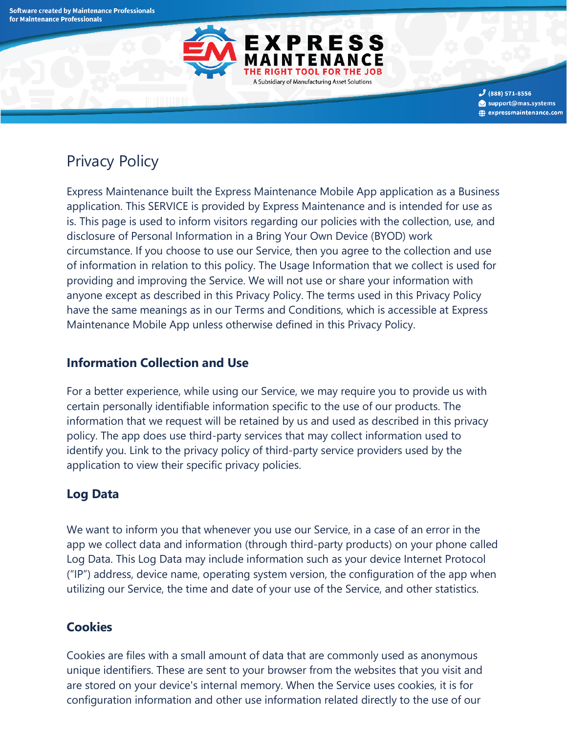# Privacy Policy

Express Maintenance built the Express Maintenance Mobile App application as a Business application. This SERVICE is provided by Express Maintenance and is intended for use as is. This page is used to inform visitors regarding our policies with the collection, use, and disclosure of Personal Information in a Bring Your Own Device (BYOD) work circumstance. If you choose to use our Service, then you agree to the collection and use of information in relation to this policy. The Usage Information that we collect is used for providing and improving the Service. We will not use or share your information with anyone except as described in this Privacy Policy. The terms used in this Privacy Policy have the same meanings as in our Terms and Conditions, which is accessible at Express Maintenance Mobile App unless otherwise defined in this Privacy Policy.

## Information Collection and Use

For a better experience, while using our Service, we may require you to provide us with certain personally identifiable information specific to the use of our products. The information that we request will be retained by us and used as described in this privacy policy. The app does use third-party services that may collect information used to identify you. Link to the privacy policy of third-party service providers used by the application to view their specific privacy policies.

## Log Data

We want to inform you that whenever you use our Service, in a case of an error in the app we collect data and information (through third-party products) on your phone called Log Data. This Log Data may include information such as your device Internet Protocol ("IP") address, device name, operating system version, the configuration of the app when utilizing our Service, the time and date of your use of the Service, and other statistics.

## Cookies

Cookies are files with a small amount of data that are commonly used as anonymous unique identifiers. These are sent to your browser from the websites that you visit and are stored on your device's internal memory. When the Service uses cookies, it is for configuration information and other use information related directly to the use of our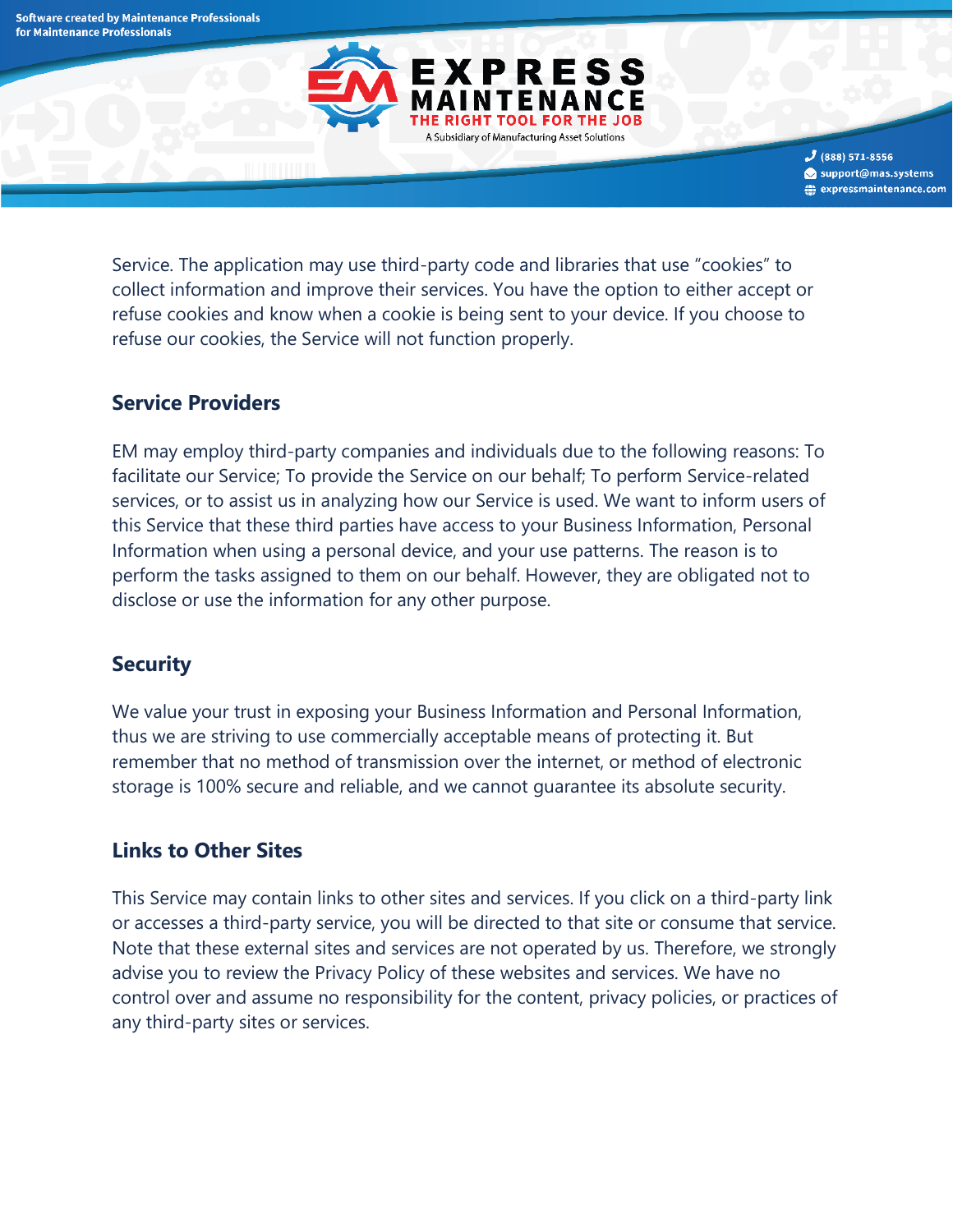Service. The application may use third-party code and libraries that use "cookies" to collect information and improve their services. You have the option to either accept or refuse cookies and know when a cookie is being sent to your device. If you choose to refuse our cookies, the Service will not function properly.

## Service Providers

EM may employ third-party companies and individuals due to the following reasons: To facilitate our Service; To provide the Service on our behalf; To perform Service-related services, or to assist us in analyzing how our Service is used. We want to inform users of this Service that these third parties have access to your Business Information, Personal Information when using a personal device, and your use patterns. The reason is to perform the tasks assigned to them on our behalf. However, they are obligated not to disclose or use the information for any other purpose.

## Security

We value your trust in exposing your Business Information and Personal Information, thus we are striving to use commercially acceptable means of protecting it. But remember that no method of transmission over the internet, or method of electronic storage is 100% secure and reliable, and we cannot guarantee its absolute security.

## Links to Other Sites

This Service may contain links to other sites and services. If you click on a third-party link or accesses a third-party service, you will be directed to that site or consume that service. Note that these external sites and services are not operated by us. Therefore, we strongly advise you to review the Privacy Policy of these websites and services. We have no control over and assume no responsibility for the content, privacy policies, or practices of any third-party sites or services.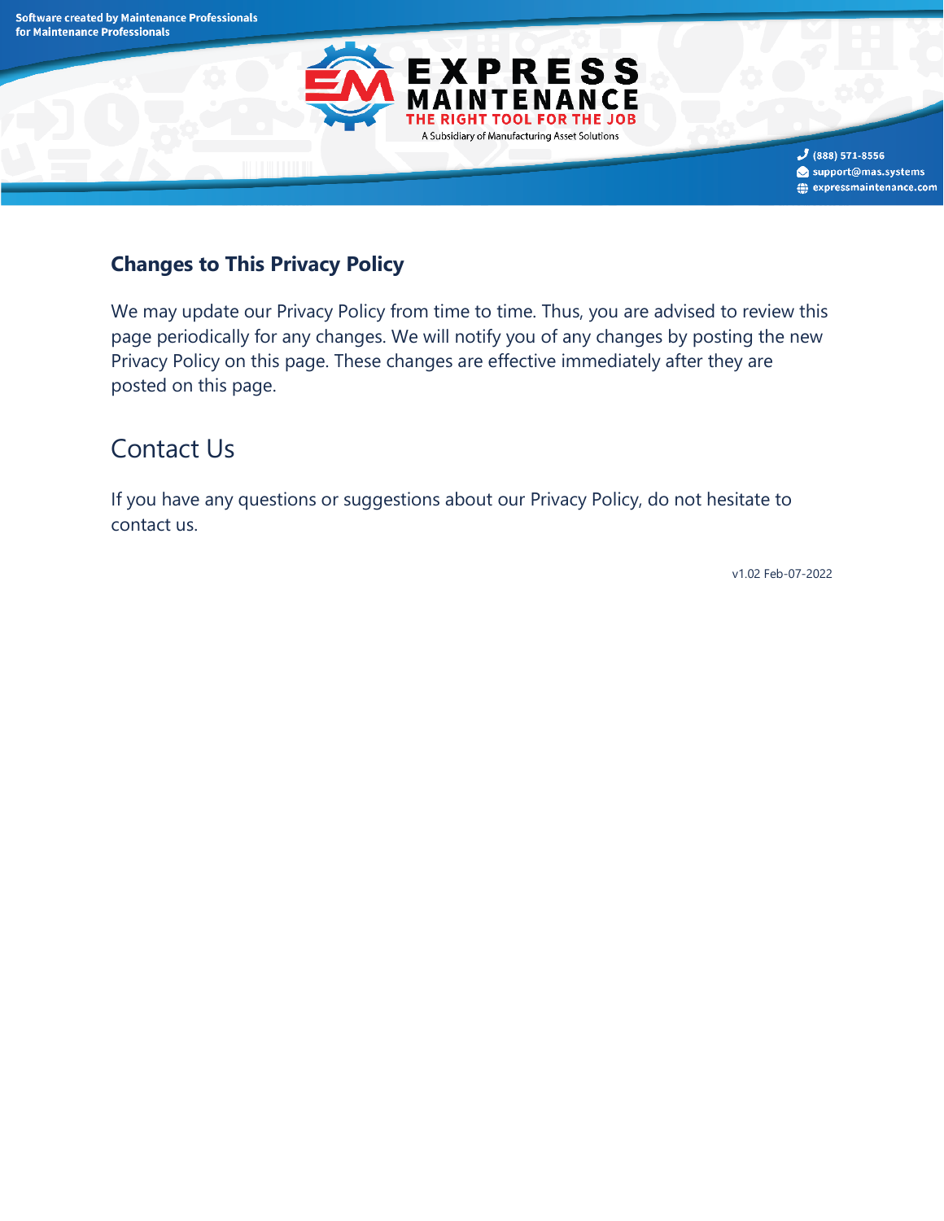### Changes to This Privacy Policy

We may update our Privacy Policy from time to time. Thus, you are advised to review this page periodically for any changes. We will notify you of any changes by posting the new Privacy Policy on this page. These changes are effective immediately after they are posted on this page.

## Contact Us

If you have any questions or suggestions about our Privacy Policy, do not hesitate to contact us.

v1.02 Feb-07-2022